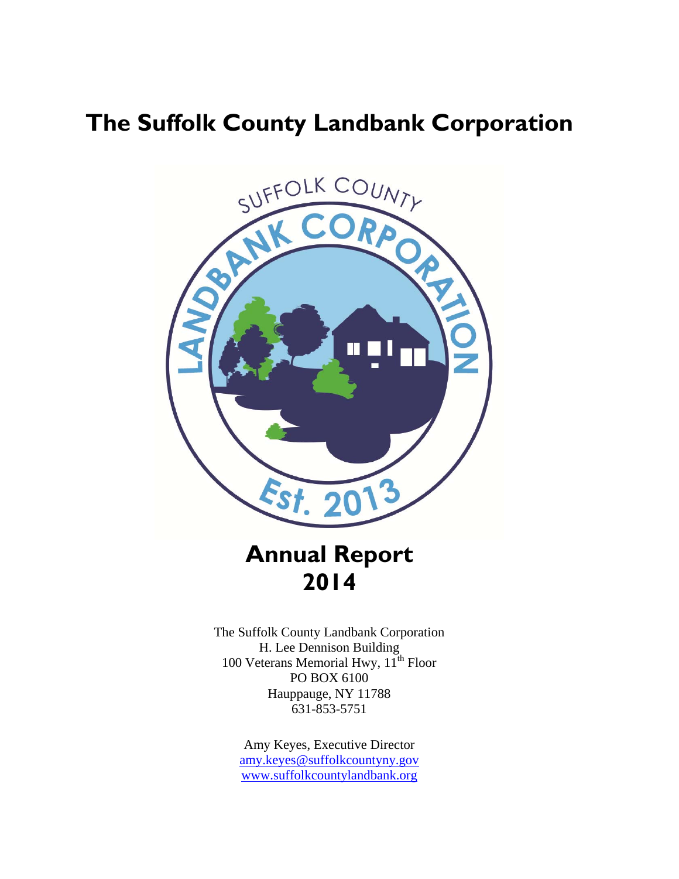# The Suffolk County Landbank Corporation

## Annual Report 2014

The Suffolk County Landbank Corporation
H. Lee Dennison Building
100 Veterans Memorial Hwy, 11th Floor
PO BOX 6100
Hauppauge, NY 11788
631-853-5751

Amy Keyes, Executive Director
amy.keyes@suffolkcountyny.gov
www.suffolkcountylandbank.org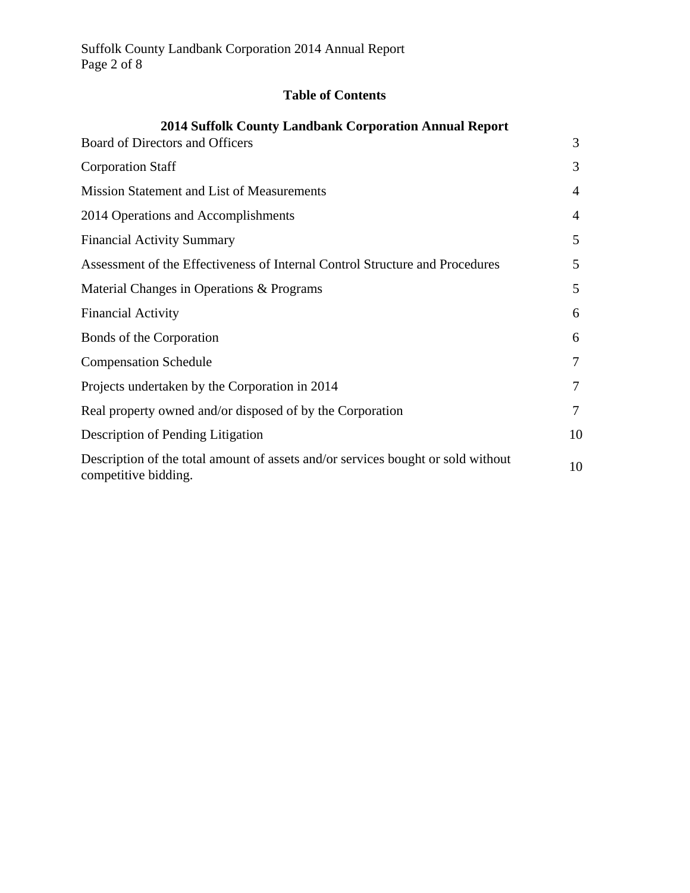## Table of Contents

### 2014 Suffolk County Landbank Corporation Annual Report

| | |
|---|---|
| Board of Directors and Officers | 3 |
| Corporation Staff | 3 |
| Mission Statement and List of Measurements | 4 |
| 2014 Operations and Accomplishments | 4 |
| Financial Activity Summary | 5 |
| Assessment of the Effectiveness of Internal Control Structure and Procedures | 5 |
| Material Changes in Operations & Programs | 5 |
| Financial Activity | 6 |
| Bonds of the Corporation | 6 |
| Compensation Schedule | 7 |
| Projects undertaken by the Corporation in 2014 | 7 |
| Real property owned and/or disposed of by the Corporation | 7 |
| Description of Pending Litigation | 10 |
| Description of the total amount of assets and/or services bought or sold without competitive bidding. | 10 |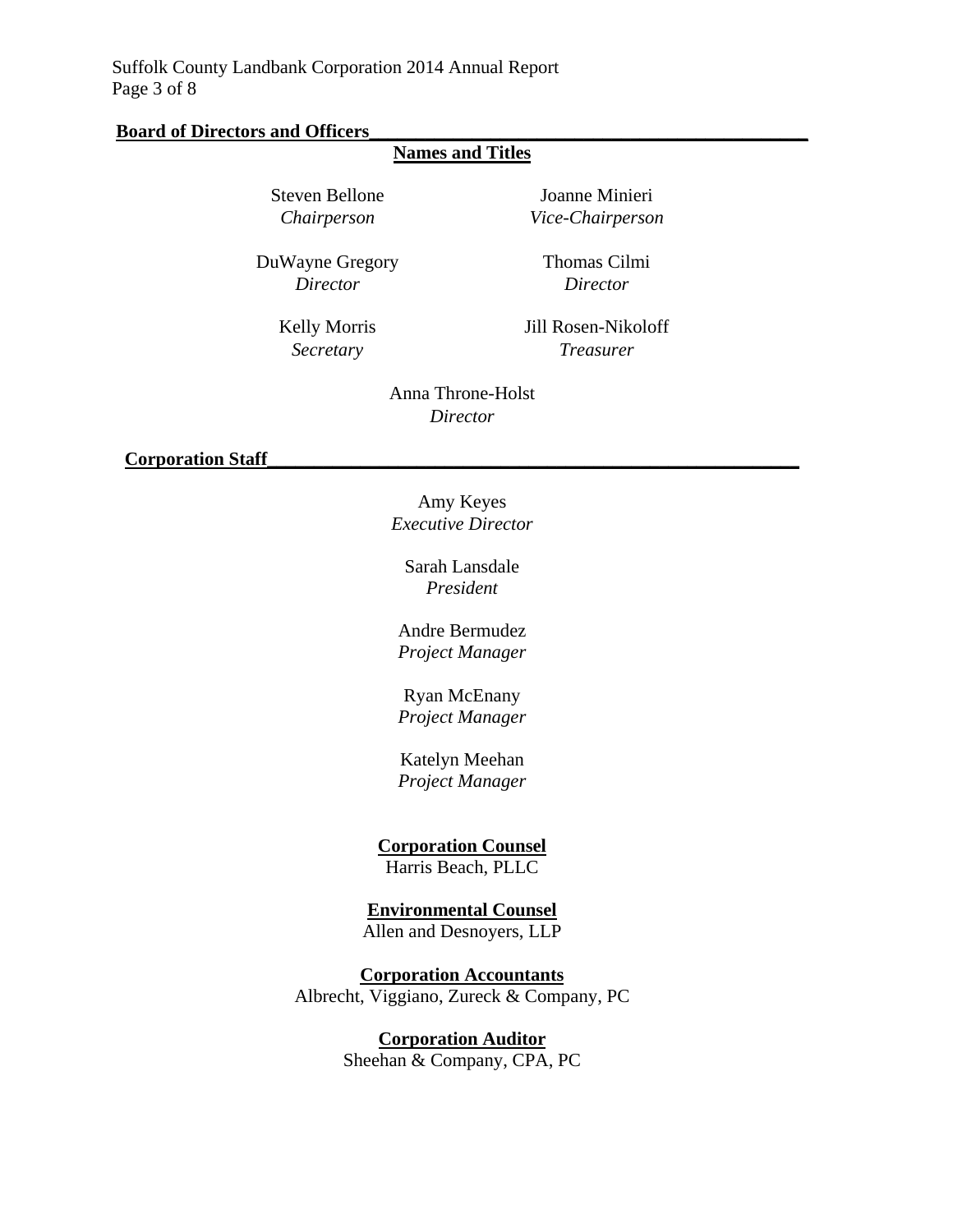## Board of Directors and Officers

**Names and Titles**

Steven Bellone
*Chairperson*

Joanne Minieri
*Vice-Chairperson*

DuWayne Gregory
*Director*

Thomas Cilmi
*Director*

Kelly Morris
*Secretary*

Jill Rosen-Nikoloff
*Treasurer*

Anna Throne-Holst
*Director*

## Corporation Staff

Amy Keyes
*Executive Director*

Sarah Lansdale
*President*

Andre Bermudez
*Project Manager*

Ryan McEnany
*Project Manager*

Katelyn Meehan
*Project Manager*

**Corporation Counsel**
Harris Beach, PLLC

**Environmental Counsel**
Allen and Desnoyers, LLP

**Corporation Accountants**
Albrecht, Viggiano, Zureck & Company, PC

**Corporation Auditor**
Sheehan & Company, CPA, PC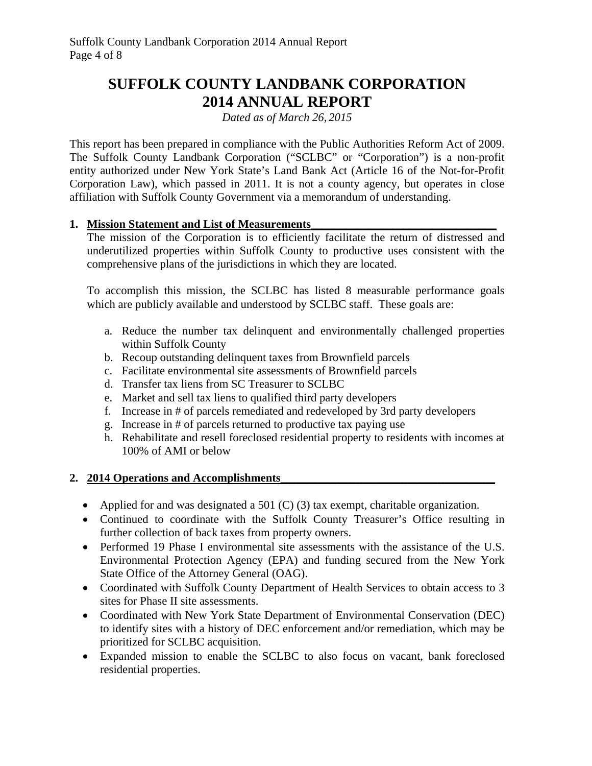# SUFFOLK COUNTY LANDBANK CORPORATION
# 2014 ANNUAL REPORT

*Dated as of March 26, 2015*

This report has been prepared in compliance with the Public Authorities Reform Act of 2009. The Suffolk County Landbank Corporation ("SCLBC" or "Corporation") is a non-profit entity authorized under New York State's Land Bank Act (Article 16 of the Not-for-Profit Corporation Law), which passed in 2011. It is not a county agency, but operates in close affiliation with Suffolk County Government via a memorandum of understanding.

## 1. Mission Statement and List of Measurements

The mission of the Corporation is to efficiently facilitate the return of distressed and underutilized properties within Suffolk County to productive uses consistent with the comprehensive plans of the jurisdictions in which they are located.

To accomplish this mission, the SCLBC has listed 8 measurable performance goals which are publicly available and understood by SCLBC staff. These goals are:

a. Reduce the number tax delinquent and environmentally challenged properties within Suffolk County
b. Recoup outstanding delinquent taxes from Brownfield parcels
c. Facilitate environmental site assessments of Brownfield parcels
d. Transfer tax liens from SC Treasurer to SCLBC
e. Market and sell tax liens to qualified third party developers
f. Increase in # of parcels remediated and redeveloped by 3rd party developers
g. Increase in # of parcels returned to productive tax paying use
h. Rehabilitate and resell foreclosed residential property to residents with incomes at 100% of AMI or below

## 2. 2014 Operations and Accomplishments

- Applied for and was designated a 501 (C) (3) tax exempt, charitable organization.
- Continued to coordinate with the Suffolk County Treasurer's Office resulting in further collection of back taxes from property owners.
- Performed 19 Phase I environmental site assessments with the assistance of the U.S. Environmental Protection Agency (EPA) and funding secured from the New York State Office of the Attorney General (OAG).
- Coordinated with Suffolk County Department of Health Services to obtain access to 3 sites for Phase II site assessments.
- Coordinated with New York State Department of Environmental Conservation (DEC) to identify sites with a history of DEC enforcement and/or remediation, which may be prioritized for SCLBC acquisition.
- Expanded mission to enable the SCLBC to also focus on vacant, bank foreclosed residential properties.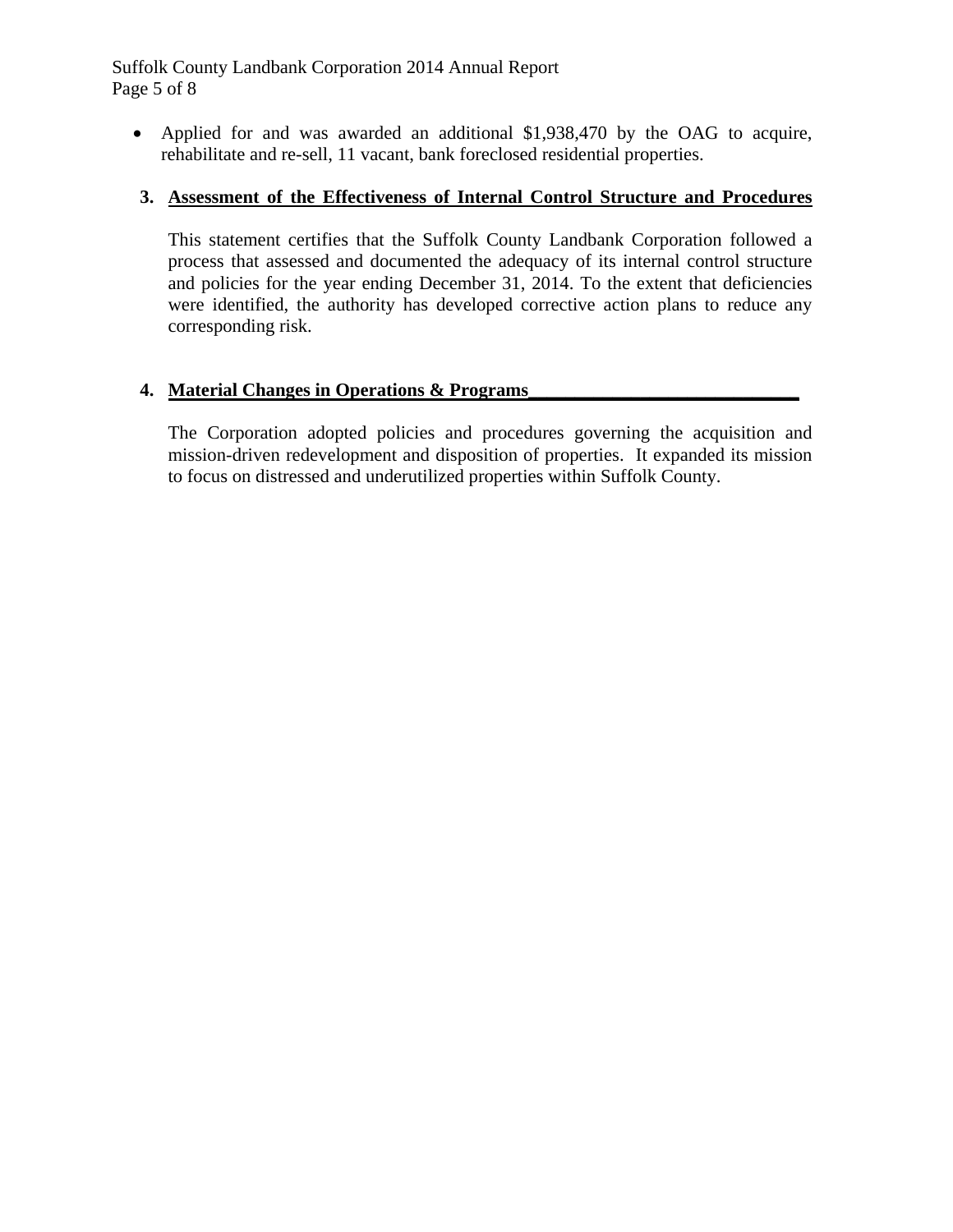- Applied for and was awarded an additional $1,938,470 by the OAG to acquire, rehabilitate and re-sell, 11 vacant, bank foreclosed residential properties.

## 3. Assessment of the Effectiveness of Internal Control Structure and Procedures

This statement certifies that the Suffolk County Landbank Corporation followed a process that assessed and documented the adequacy of its internal control structure and policies for the year ending December 31, 2014. To the extent that deficiencies were identified, the authority has developed corrective action plans to reduce any corresponding risk.

## 4. Material Changes in Operations & Programs

The Corporation adopted policies and procedures governing the acquisition and mission-driven redevelopment and disposition of properties. It expanded its mission to focus on distressed and underutilized properties within Suffolk County.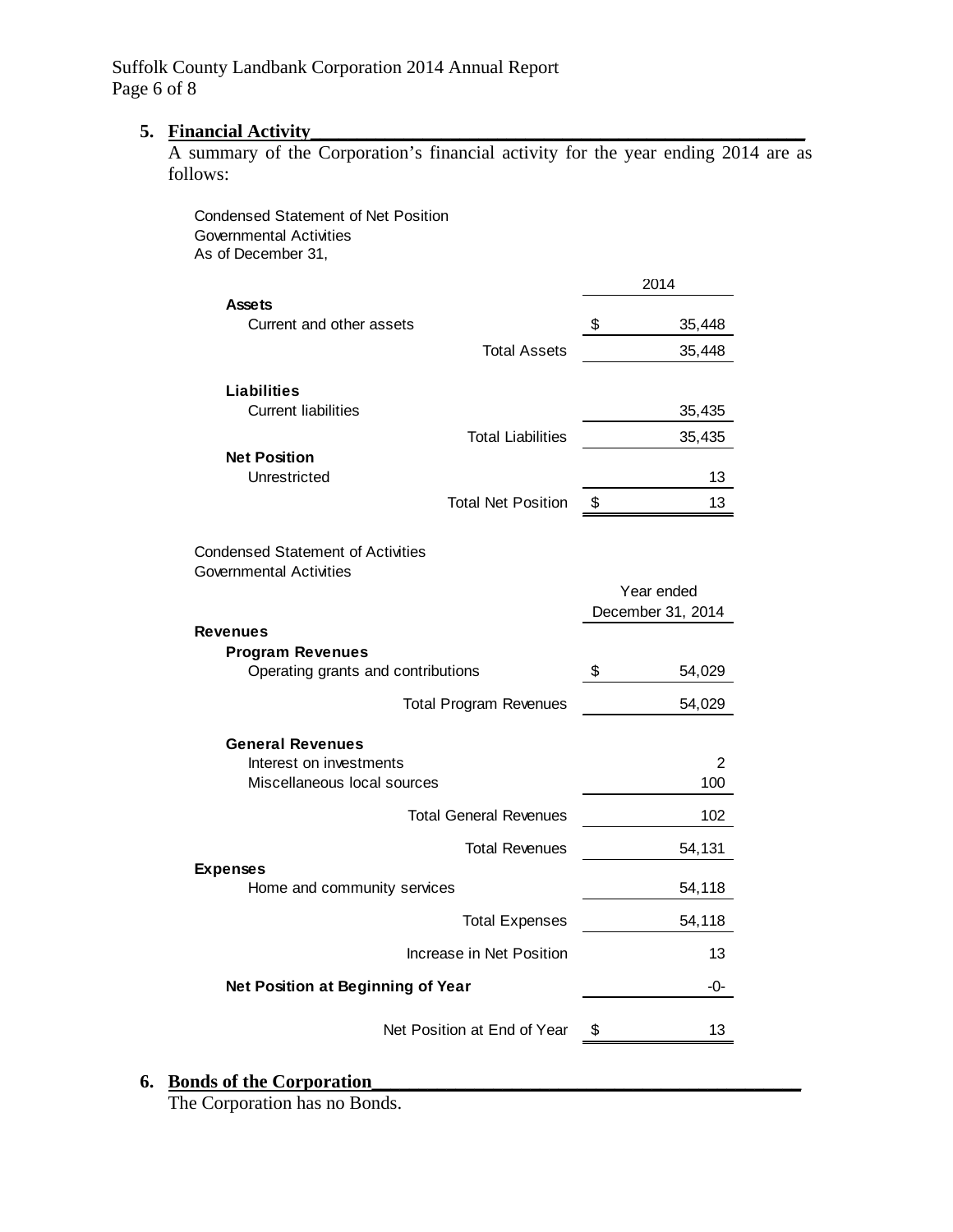## 5. Financial Activity

A summary of the Corporation's financial activity for the year ending 2014 are as follows:

Condensed Statement of Net Position
Governmental Activities
As of December 31,

| | 2014 |
|---|---|
| **Assets** | |
| Current and other assets | $ 35,448 |
| Total Assets | 35,448 |
| **Liabilities** | |
| Current liabilities | 35,435 |
| Total Liabilities | 35,435 |
| **Net Position** | |
| Unrestricted | 13 |
| Total Net Position | $ 13 |

Condensed Statement of Activities
Governmental Activities

| | Year ended December 31, 2014 |
|---|---|
| **Revenues** | |
| **Program Revenues** | |
| Operating grants and contributions | $ 54,029 |
| Total Program Revenues | 54,029 |
| **General Revenues** | |
| Interest on investments | 2 |
| Miscellaneous local sources | 100 |
| Total General Revenues | 102 |
| Total Revenues | 54,131 |
| **Expenses** | |
| Home and community services | 54,118 |
| Total Expenses | 54,118 |
| Increase in Net Position | 13 |
| **Net Position at Beginning of Year** | -0- |
| Net Position at End of Year | $ 13 |

## 6. Bonds of the Corporation

The Corporation has no Bonds.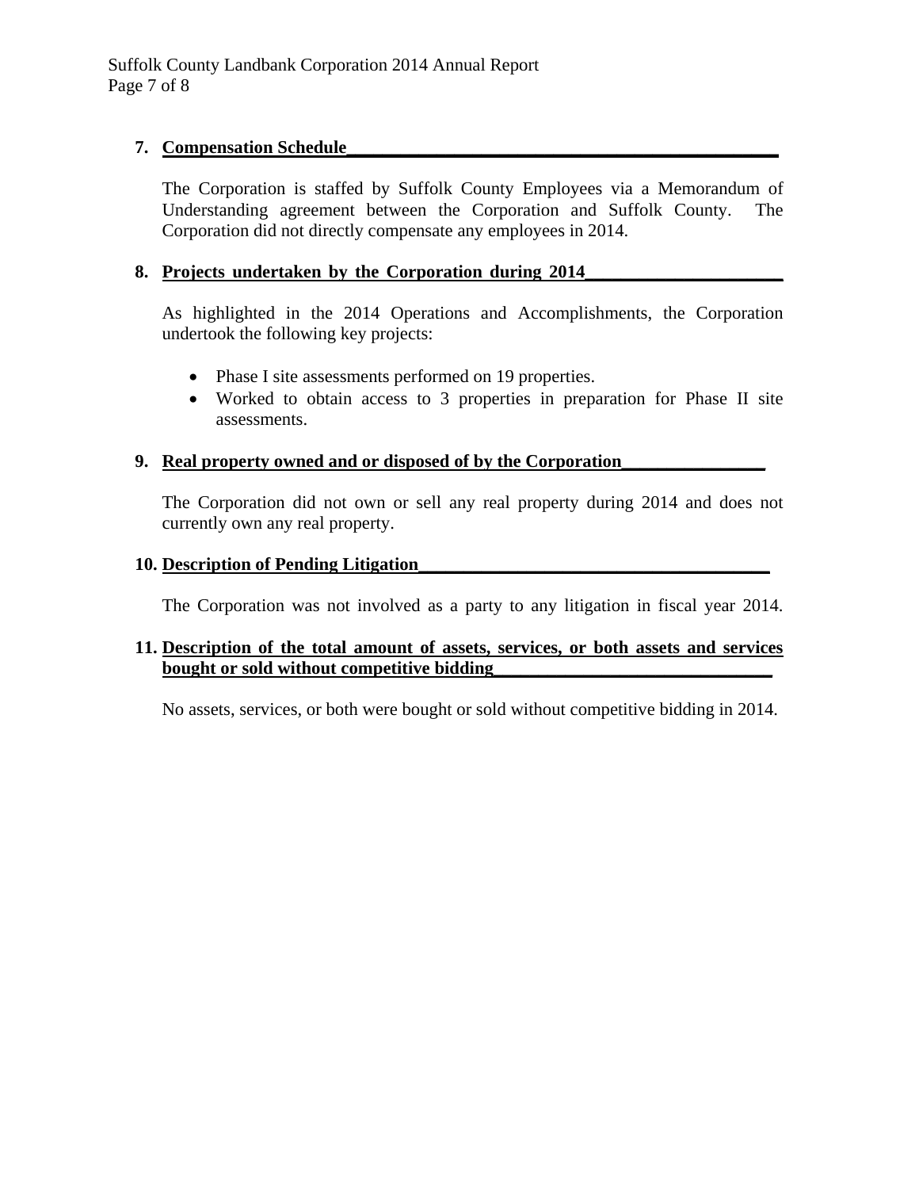**7. Compensation Schedule**

The Corporation is staffed by Suffolk County Employees via a Memorandum of Understanding agreement between the Corporation and Suffolk County. The Corporation did not directly compensate any employees in 2014.

**8. Projects undertaken by the Corporation during 2014**

As highlighted in the 2014 Operations and Accomplishments, the Corporation undertook the following key projects:

- Phase I site assessments performed on 19 properties.
- Worked to obtain access to 3 properties in preparation for Phase II site assessments.

**9. Real property owned and or disposed of by the Corporation**

The Corporation did not own or sell any real property during 2014 and does not currently own any real property.

**10. Description of Pending Litigation**

The Corporation was not involved as a party to any litigation in fiscal year 2014.

**11. Description of the total amount of assets, services, or both assets and services bought or sold without competitive bidding**

No assets, services, or both were bought or sold without competitive bidding in 2014.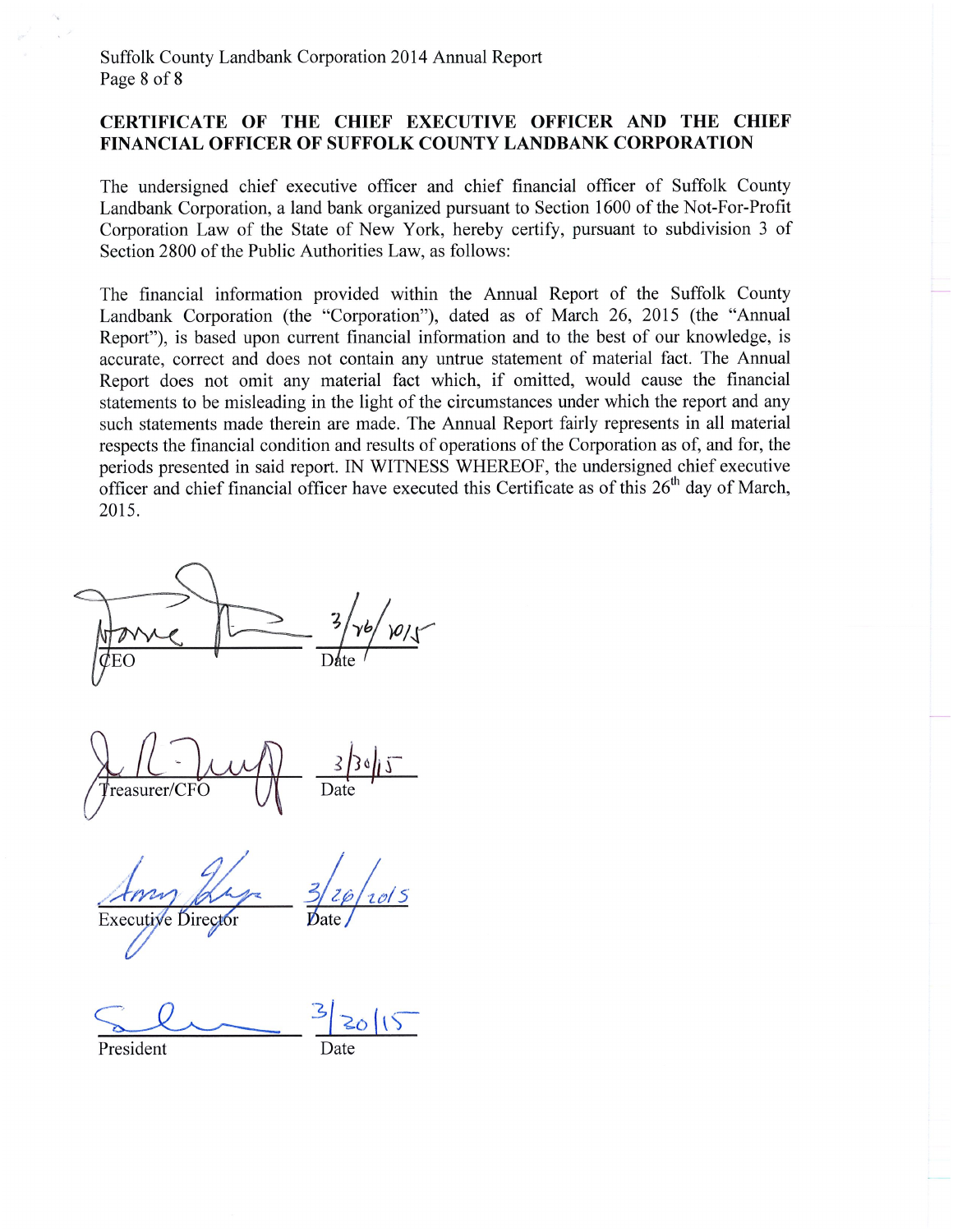## CERTIFICATE OF THE CHIEF EXECUTIVE OFFICER AND THE CHIEF FINANCIAL OFFICER OF SUFFOLK COUNTY LANDBANK CORPORATION

The undersigned chief executive officer and chief financial officer of Suffolk County Landbank Corporation, a land bank organized pursuant to Section 1600 of the Not-For-Profit Corporation Law of the State of New York, hereby certify, pursuant to subdivision 3 of Section 2800 of the Public Authorities Law, as follows:

The financial information provided within the Annual Report of the Suffolk County Landbank Corporation (the "Corporation"), dated as of March 26, 2015 (the "Annual Report"), is based upon current financial information and to the best of our knowledge, is accurate, correct and does not contain any untrue statement of material fact. The Annual Report does not omit any material fact which, if omitted, would cause the financial statements to be misleading in the light of the circumstances under which the report and any such statements made therein are made. The Annual Report fairly represents in all material respects the financial condition and results of operations of the Corporation as of, and for, the periods presented in said report. IN WITNESS WHEREOF, the undersigned chief executive officer and chief financial officer have executed this Certificate as of this 26th day of March, 2015.

CEO — Date: 3/26/2015

Treasurer/CFO — Date: 3/30/15

Executive Director — Date: 3/26/2015

President — Date: 3/20/15